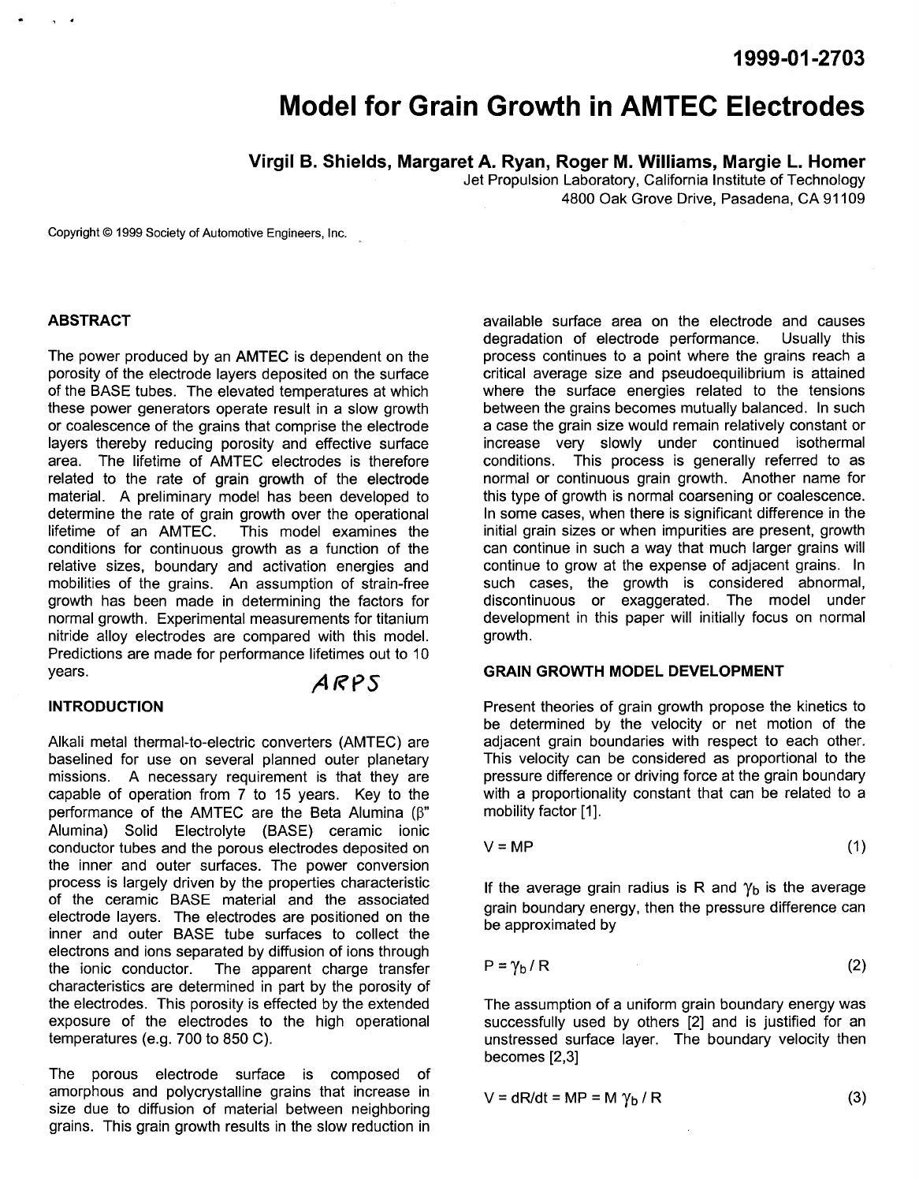1999-01-2703

# Model for Grain Growth in AMTEC Electrodes

**Virgil B. Shields, Margaret A. Ryan, Roger M. Williams, Margie L. Homer**

Jet Propulsion Laboratory, California Institute of Technology
4800 Oak Grove Drive, Pasadena, CA 91109

Copyright © 1999 Society of Automotive Engineers, Inc.

## ABSTRACT

The power produced by an AMTEC is dependent on the porosity of the electrode layers deposited on the surface of the BASE tubes. The elevated temperatures at which these power generators operate result in a slow growth or coalescence of the grains that comprise the electrode layers thereby reducing porosity and effective surface area. The lifetime of AMTEC electrodes is therefore related to the rate of grain growth of the electrode material. A preliminary model has been developed to determine the rate of grain growth over the operational lifetime of an AMTEC. This model examines the conditions for continuous growth as a function of the relative sizes, boundary and activation energies and mobilities of the grains. An assumption of strain-free growth has been made in determining the factors for normal growth. Experimental measurements for titanium nitride alloy electrodes are compared with this model. Predictions are made for performance lifetimes out to 10 years.

ARPS

## INTRODUCTION

Alkali metal thermal-to-electric converters (AMTEC) are baselined for use on several planned outer planetary missions. A necessary requirement is that they are capable of operation from 7 to 15 years. Key to the performance of the AMTEC are the Beta Alumina ($\beta$" Alumina) Solid Electrolyte (BASE) ceramic ionic conductor tubes and the porous electrodes deposited on the inner and outer surfaces. The power conversion process is largely driven by the properties characteristic of the ceramic BASE material and the associated electrode layers. The electrodes are positioned on the inner and outer BASE tube surfaces to collect the electrons and ions separated by diffusion of ions through the ionic conductor. The apparent charge transfer characteristics are determined in part by the porosity of the electrodes. This porosity is effected by the extended exposure of the electrodes to the high operational temperatures (e.g. 700 to 850 C).

The porous electrode surface is composed of amorphous and polycrystalline grains that increase in size due to diffusion of material between neighboring grains. This grain growth results in the slow reduction in available surface area on the electrode and causes degradation of electrode performance. Usually this process continues to a point where the grains reach a critical average size and pseudoequilibrium is attained where the surface energies related to the tensions between the grains becomes mutually balanced. In such a case the grain size would remain relatively constant or increase very slowly under continued isothermal conditions. This process is generally referred to as normal or continuous grain growth. Another name for this type of growth is normal coarsening or coalescence. In some cases, when there is significant difference in the initial grain sizes or when impurities are present, growth can continue in such a way that much larger grains will continue to grow at the expense of adjacent grains. In such cases, the growth is considered abnormal, discontinuous or exaggerated. The model under development in this paper will initially focus on normal growth.

## GRAIN GROWTH MODEL DEVELOPMENT

Present theories of grain growth propose the kinetics to be determined by the velocity or net motion of the adjacent grain boundaries with respect to each other. This velocity can be considered as proportional to the pressure difference or driving force at the grain boundary with a proportionality constant that can be related to a mobility factor [1].

$$V = MP \tag{1}$$

If the average grain radius is R and $\gamma_b$ is the average grain boundary energy, then the pressure difference can be approximated by

$$P = \gamma_b / R \tag{2}$$

The assumption of a uniform grain boundary energy was successfully used by others [2] and is justified for an unstressed surface layer. The boundary velocity then becomes [2,3]

$$V = dR/dt = MP = M \gamma_b / R \tag{3}$$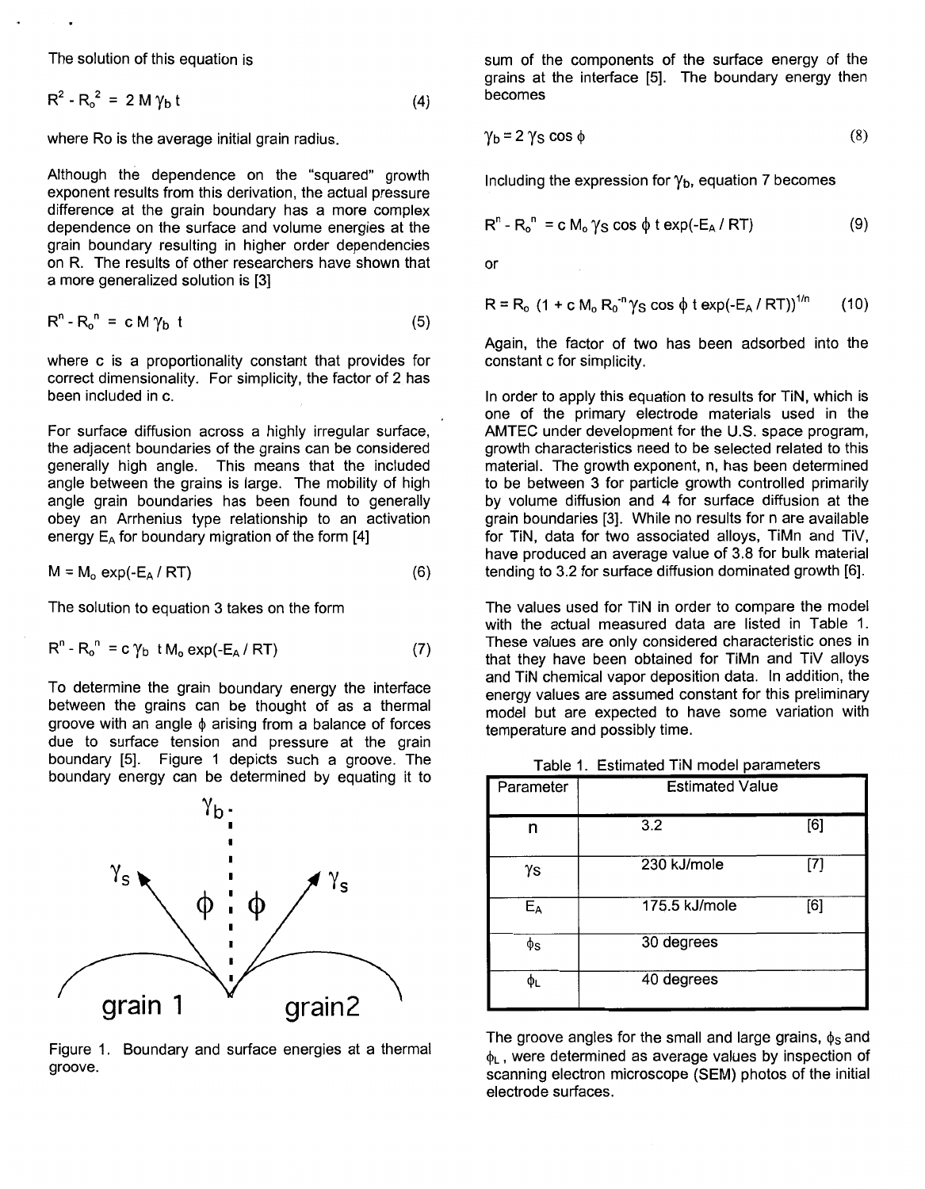The solution of this equation is

$$R^2 - R_o^2 = 2 M \gamma_b t \quad (4)$$

where Ro is the average initial grain radius.

Although the dependence on the "squared" growth exponent results from this derivation, the actual pressure difference at the grain boundary has a more complex dependence on the surface and volume energies at the grain boundary resulting in higher order dependencies on R. The results of other researchers have shown that a more generalized solution is [3]

$$R^n - R_o^n = c M \gamma_b t \quad (5)$$

where c is a proportionality constant that provides for correct dimensionality. For simplicity, the factor of 2 has been included in c.

For surface diffusion across a highly irregular surface, the adjacent boundaries of the grains can be considered generally high angle. This means that the included angle between the grains is large. The mobility of high angle grain boundaries has been found to generally obey an Arrhenius type relationship to an activation energy $E_A$ for boundary migration of the form [4]

$$M = M_o \exp(-E_A / RT) \quad (6)$$

The solution to equation 3 takes on the form

$$R^n - R_o^n = c \gamma_b t M_o \exp(-E_A / RT) \quad (7)$$

To determine the grain boundary energy the interface between the grains can be thought of as a thermal groove with an angle $\phi$ arising from a balance of forces due to surface tension and pressure at the grain boundary [5]. Figure 1 depicts such a groove. The boundary energy can be determined by equating it to sum of the components of the surface energy of the grains at the interface [5]. The boundary energy then becomes

Figure 1. Boundary and surface energies at a thermal groove.

$$\gamma_b = 2 \gamma_S \cos \phi \quad (8)$$

Including the expression for $\gamma_b$, equation 7 becomes

$$R^n - R_o^n = c M_o \gamma_S \cos \phi \; t \exp(-E_A / RT) \quad (9)$$

or

$$R = R_o \left(1 + c M_o R_o^{-n} \gamma_S \cos \phi \; t \exp(-E_A / RT)\right)^{1/n} \quad (10)$$

Again, the factor of two has been adsorbed into the constant c for simplicity.

In order to apply this equation to results for TiN, which is one of the primary electrode materials used in the AMTEC under development for the U.S. space program, growth characteristics need to be selected related to this material. The growth exponent, n, has been determined to be between 3 for particle growth controlled primarily by volume diffusion and 4 for surface diffusion at the grain boundaries [3]. While no results for n are available for TiN, data for two associated alloys, TiMn and TiV, have produced an average value of 3.8 for bulk material tending to 3.2 for surface diffusion dominated growth [6].

The values used for TiN in order to compare the model with the actual measured data are listed in Table 1. These values are only considered characteristic ones in that they have been obtained for TiMn and TiV alloys and TiN chemical vapor deposition data. In addition, the energy values are assumed constant for this preliminary model but are expected to have some variation with temperature and possibly time.

Table 1. Estimated TiN model parameters

| Parameter | Estimated Value | |
|---|---|---|
| n | 3.2 | [6] |
| $\gamma_S$ | 230 kJ/mole | [7] |
| $E_A$ | 175.5 kJ/mole | [6] |
| $\phi_S$ | 30 degrees | |
| $\phi_L$ | 40 degrees | |

The groove angles for the small and large grains, $\phi_S$ and $\phi_L$, were determined as average values by inspection of scanning electron microscope (SEM) photos of the initial electrode surfaces.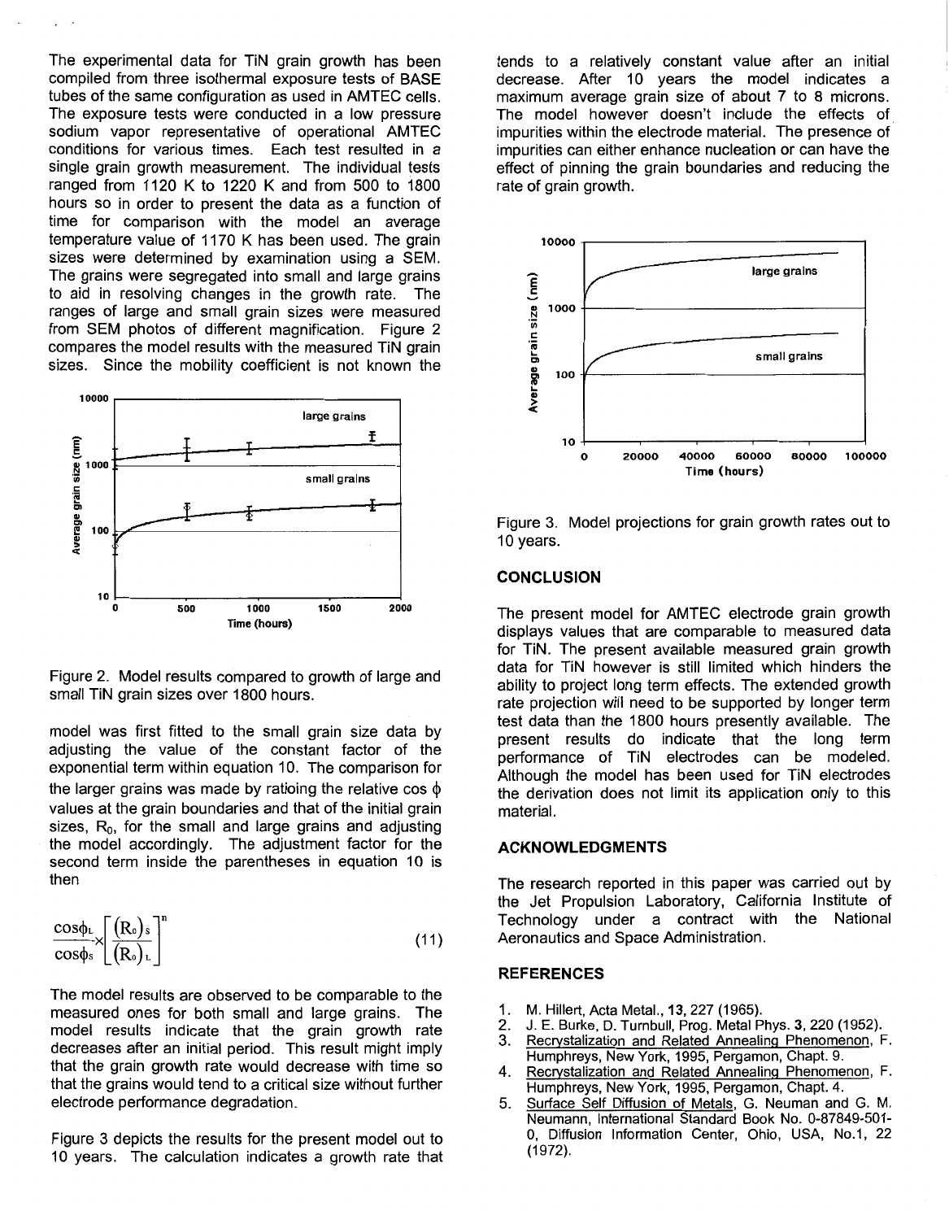The experimental data for TiN grain growth has been compiled from three isothermal exposure tests of BASE tubes of the same configuration as used in AMTEC cells. The exposure tests were conducted in a low pressure sodium vapor representative of operational AMTEC conditions for various times. Each test resulted in a single grain growth measurement. The individual tests ranged from 1120 K to 1220 K and from 500 to 1800 hours so in order to present the data as a function of time for comparison with the model an average temperature value of 1170 K has been used. The grain sizes were determined by examination using a SEM. The grains were segregated into small and large grains to aid in resolving changes in the growth rate. The ranges of large and small grain sizes were measured from SEM photos of different magnification. Figure 2 compares the model results with the measured TiN grain sizes. Since the mobility coefficient is not known the model was first fitted to the small grain size data by adjusting the value of the constant factor of the exponential term within equation 10. The comparison for the larger grains was made by ratioing the relative cos $\phi$ values at the grain boundaries and that of the initial grain sizes, $R_0$, for the small and large grains and adjusting the model accordingly. The adjustment factor for the second term inside the parentheses in equation 10 is then

Figure 2. Model results compared to growth of large and small TiN grain sizes over 1800 hours.

$$\frac{\cos\phi_L}{\cos\phi_S} \times \left[ \frac{(R_o)_S}{(R_o)_L} \right]^n \quad (11)$$

The model results are observed to be comparable to the measured ones for both small and large grains. The model results indicate that the grain growth rate decreases after an initial period. This result might imply that the grain growth rate would decrease with time so that the grains would tend to a critical size without further electrode performance degradation.

Figure 3 depicts the results for the present model out to 10 years. The calculation indicates a growth rate that tends to a relatively constant value after an initial decrease. After 10 years the model indicates a maximum average grain size of about 7 to 8 microns. The model however doesn't include the effects of impurities within the electrode material. The presence of impurities can either enhance nucleation or can have the effect of pinning the grain boundaries and reducing the rate of grain growth.

Figure 3. Model projections for grain growth rates out to 10 years.

## CONCLUSION

The present model for AMTEC electrode grain growth displays values that are comparable to measured data for TiN. The present available measured grain growth data for TiN however is still limited which hinders the ability to project long term effects. The extended growth rate projection will need to be supported by longer term test data than the 1800 hours presently available. The present results do indicate that the long term performance of TiN electrodes can be modeled. Although the model has been used for TiN electrodes the derivation does not limit its application only to this material.

## ACKNOWLEDGMENTS

The research reported in this paper was carried out by the Jet Propulsion Laboratory, California Institute of Technology under a contract with the National Aeronautics and Space Administration.

## REFERENCES

1. M. Hillert, Acta Metal., **13**, 227 (1965).
2. J. E. Burke, D. Turnbull, Prog. Metal Phys. **3**, 220 (1952).
3. Recrystalization and Related Annealing Phenomenon, F. Humphreys, New York, 1995, Pergamon, Chapt. 9.
4. Recrystalization and Related Annealing Phenomenon, F. Humphreys, New York, 1995, Pergamon, Chapt. 4.
5. Surface Self Diffusion of Metals, G. Neuman and G. M. Neumann, International Standard Book No. 0-87849-501-0, Diffusion Information Center, Ohio, USA, No.1, 22 (1972).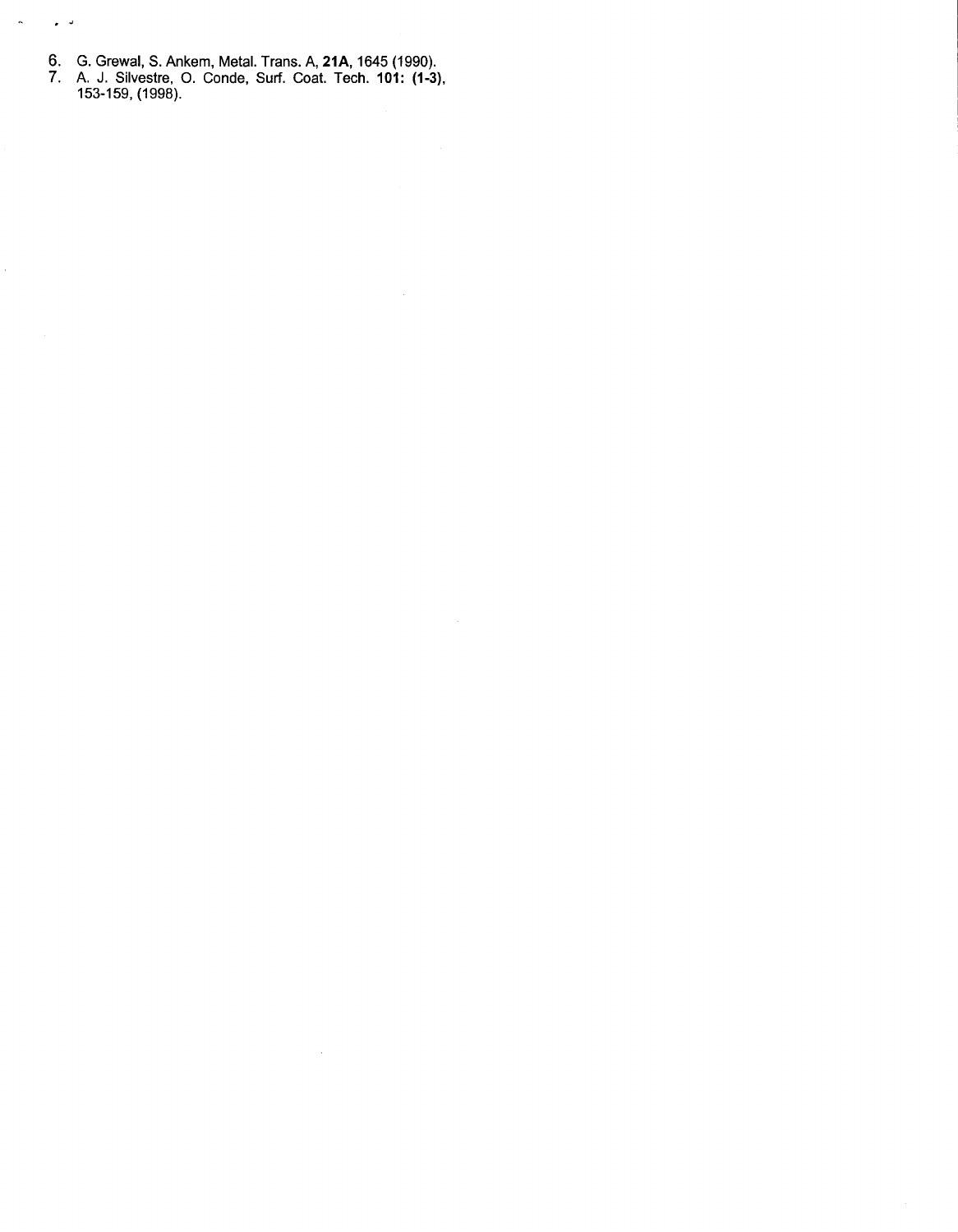6. G. Grewal, S. Ankem, Metal. Trans. A, **21A,** 1645 (1990).
7. A. J. Silvestre, O. Conde, Surf. Coat. Tech. **101: (1-3)**, 153-159, (1998).